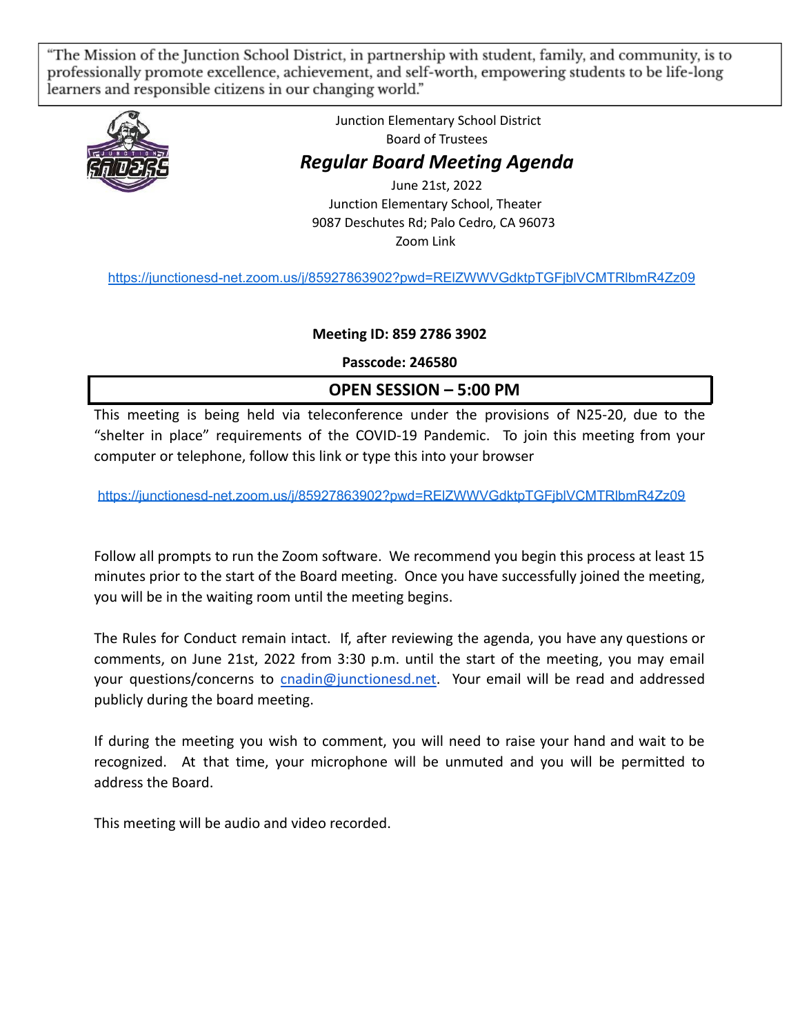> "The Mission of the Junction School District, in partnership with student, family, and community, is to professionally promote excellence, achievement, and self-worth, empowering students to be life-long learners and responsible citizens in our changing world."

Junction Elementary School District
Board of Trustees

# *Regular Board Meeting Agenda*

June 21st, 2022
Junction Elementary School, Theater
9087 Deschutes Rd; Palo Cedro, CA 96073
Zoom Link

https://junctionesd-net.zoom.us/j/85927863902?pwd=REIZWWVGdktpTGFjblVCMTRlbmR4Zz09

**Meeting ID: 859 2786 3902**

**Passcode: 246580**

## OPEN SESSION – 5:00 PM

This meeting is being held via teleconference under the provisions of N25-20, due to the "shelter in place" requirements of the COVID-19 Pandemic. To join this meeting from your computer or telephone, follow this link or type this into your browser

https://junctionesd-net.zoom.us/j/85927863902?pwd=REIZWWVGdktpTGFjblVCMTRlbmR4Zz09

Follow all prompts to run the Zoom software. We recommend you begin this process at least 15 minutes prior to the start of the Board meeting. Once you have successfully joined the meeting, you will be in the waiting room until the meeting begins.

The Rules for Conduct remain intact. If, after reviewing the agenda, you have any questions or comments, on June 21st, 2022 from 3:30 p.m. until the start of the meeting, you may email your questions/concerns to cnadin@junctionesd.net. Your email will be read and addressed publicly during the board meeting.

If during the meeting you wish to comment, you will need to raise your hand and wait to be recognized. At that time, your microphone will be unmuted and you will be permitted to address the Board.

This meeting will be audio and video recorded.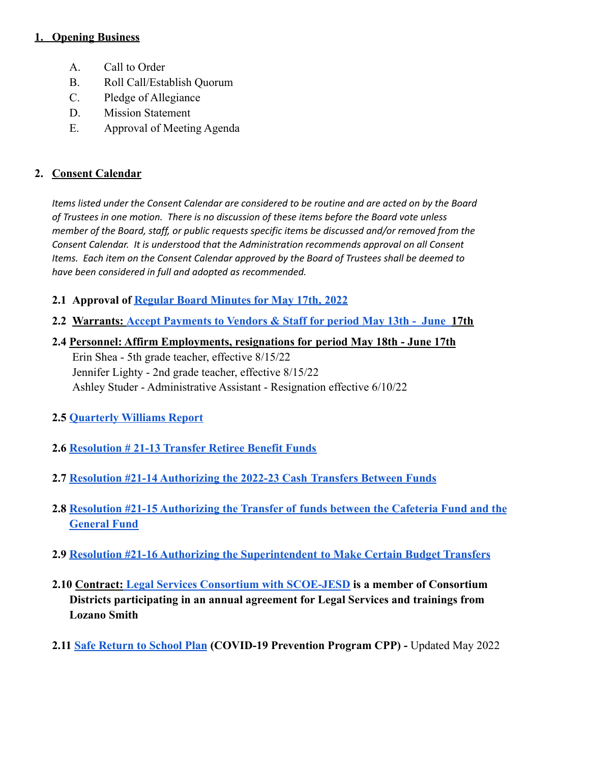## 1. Opening Business

A. Call to Order
B. Roll Call/Establish Quorum
C. Pledge of Allegiance
D. Mission Statement
E. Approval of Meeting Agenda

## 2. Consent Calendar

*Items listed under the Consent Calendar are considered to be routine and are acted on by the Board of Trustees in one motion. There is no discussion of these items before the Board vote unless member of the Board, staff, or public requests specific items be discussed and/or removed from the Consent Calendar. It is understood that the Administration recommends approval on all Consent Items. Each item on the Consent Calendar approved by the Board of Trustees shall be deemed to have been considered in full and adopted as recommended.*

**2.1 Approval of Regular Board Minutes for May 17th, 2022**

**2.2 Warrants: Accept Payments to Vendors & Staff for period May 13th - June 17th**

**2.4 Personnel: Affirm Employments, resignations for period May 18th - June 17th**
Erin Shea - 5th grade teacher, effective 8/15/22
Jennifer Lighty - 2nd grade teacher, effective 8/15/22
Ashley Studer - Administrative Assistant - Resignation effective 6/10/22

**2.5 Quarterly Williams Report**

**2.6 Resolution # 21-13 Transfer Retiree Benefit Funds**

**2.7 Resolution #21-14 Authorizing the 2022-23 Cash Transfers Between Funds**

**2.8 Resolution #21-15 Authorizing the Transfer of funds between the Cafeteria Fund and the General Fund**

**2.9 Resolution #21-16 Authorizing the Superintendent to Make Certain Budget Transfers**

**2.10 Contract: Legal Services Consortium with SCOE-JESD is a member of Consortium Districts participating in an annual agreement for Legal Services and trainings from Lozano Smith**

**2.11 Safe Return to School Plan (COVID-19 Prevention Program CPP) -** Updated May 2022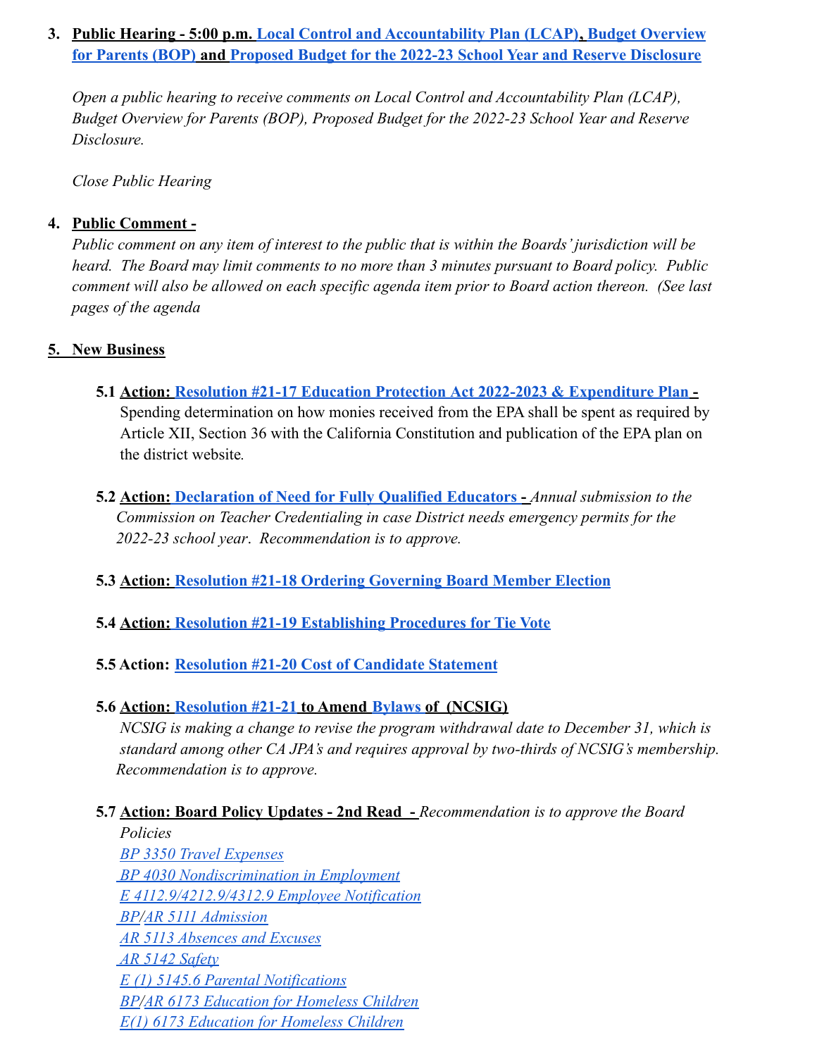3. **Public Hearing - 5:00 p.m. Local Control and Accountability Plan (LCAP), Budget Overview for Parents (BOP) and Proposed Budget for the 2022-23 School Year and Reserve Disclosure**

   *Open a public hearing to receive comments on Local Control and Accountability Plan (LCAP), Budget Overview for Parents (BOP), Proposed Budget for the 2022-23 School Year and Reserve Disclosure.*

   *Close Public Hearing*

4. **Public Comment -**
   *Public comment on any item of interest to the public that is within the Boards' jurisdiction will be heard. The Board may limit comments to no more than 3 minutes pursuant to Board policy. Public comment will also be allowed on each specific agenda item prior to Board action thereon. (See last pages of the agenda*

5. **New Business**

   5.1 **Action: Resolution #21-17 Education Protection Act 2022-2023 & Expenditure Plan -** Spending determination on how monies received from the EPA shall be spent as required by Article XII, Section 36 with the California Constitution and publication of the EPA plan on the district website.

   5.2 **Action: Declaration of Need for Fully Qualified Educators -** *Annual submission to the Commission on Teacher Credentialing in case District needs emergency permits for the 2022-23 school year. Recommendation is to approve.*

   5.3 **Action: Resolution #21-18 Ordering Governing Board Member Election**

   5.4 **Action: Resolution #21-19 Establishing Procedures for Tie Vote**

   5.5 **Action: Resolution #21-20 Cost of Candidate Statement**

   5.6 **Action: Resolution #21-21 to Amend Bylaws of (NCSIG)**
   *NCSIG is making a change to revise the program withdrawal date to December 31, which is standard among other CA JPA's and requires approval by two-thirds of NCSIG's membership. Recommendation is to approve.*

   5.7 **Action: Board Policy Updates - 2nd Read -** *Recommendation is to approve the Board Policies*
   *BP 3350 Travel Expenses*
   *BP 4030 Nondiscrimination in Employment*
   *E 4112.9/4212.9/4312.9 Employee Notification*
   *BP/AR 5111 Admission*
   *AR 5113 Absences and Excuses*
   *AR 5142 Safety*
   *E (1) 5145.6 Parental Notifications*
   *BP/AR 6173 Education for Homeless Children*
   *E(1) 6173 Education for Homeless Children*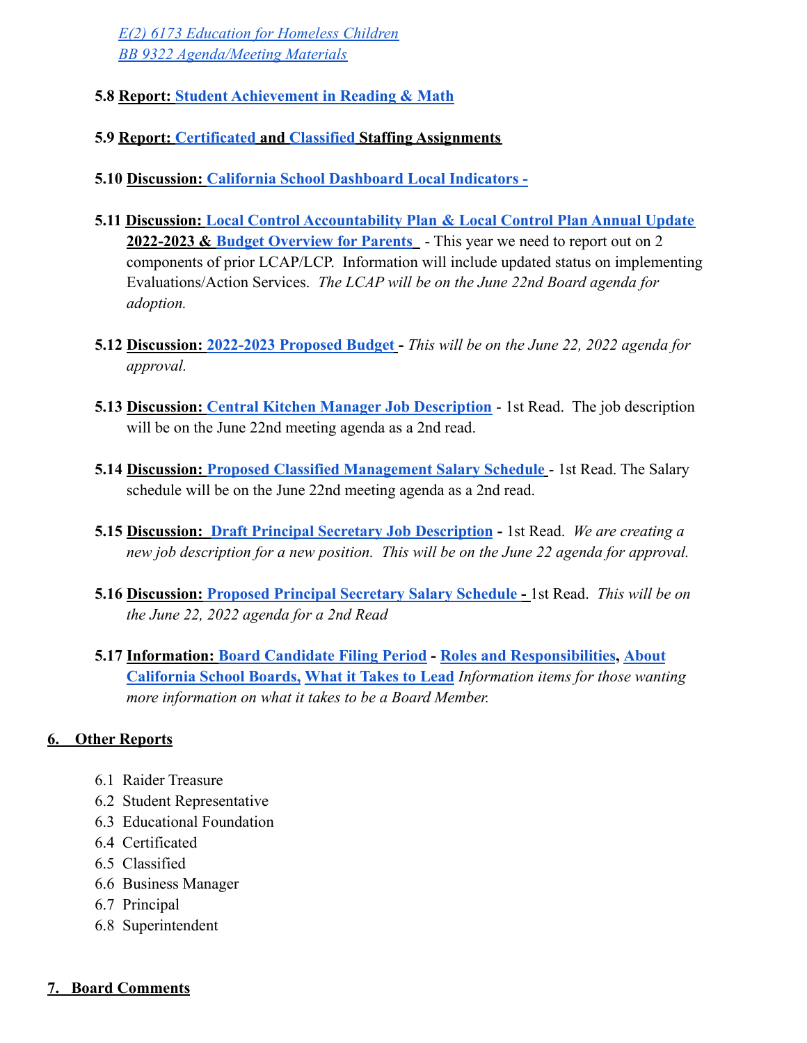*E(2) 6173 Education for Homeless Children*
*BB 9322 Agenda/Meeting Materials*

**5.8 Report: Student Achievement in Reading & Math**

**5.9 Report: Certificated and Classified Staffing Assignments**

**5.10 Discussion: California School Dashboard Local Indicators -**

**5.11 Discussion: Local Control Accountability Plan & Local Control Plan Annual Update 2022-2023 & Budget Overview for Parents** - This year we need to report out on 2 components of prior LCAP/LCP. Information will include updated status on implementing Evaluations/Action Services. *The LCAP will be on the June 22nd Board agenda for adoption.*

**5.12 Discussion: 2022-2023 Proposed Budget -** *This will be on the June 22, 2022 agenda for approval.*

**5.13 Discussion: Central Kitchen Manager Job Description** - 1st Read. The job description will be on the June 22nd meeting agenda as a 2nd read.

**5.14 Discussion: Proposed Classified Management Salary Schedule** - 1st Read. The Salary schedule will be on the June 22nd meeting agenda as a 2nd read.

**5.15 Discussion: Draft Principal Secretary Job Description -** 1st Read. *We are creating a new job description for a new position. This will be on the June 22 agenda for approval.*

**5.16 Discussion: Proposed Principal Secretary Salary Schedule -** 1st Read. *This will be on the June 22, 2022 agenda for a 2nd Read*

**5.17 Information: Board Candidate Filing Period - Roles and Responsibilities, About California School Boards, What it Takes to Lead** *Information items for those wanting more information on what it takes to be a Board Member.*

## 6. Other Reports

6.1 Raider Treasure
6.2 Student Representative
6.3 Educational Foundation
6.4 Certificated
6.5 Classified
6.6 Business Manager
6.7 Principal
6.8 Superintendent

## 7. Board Comments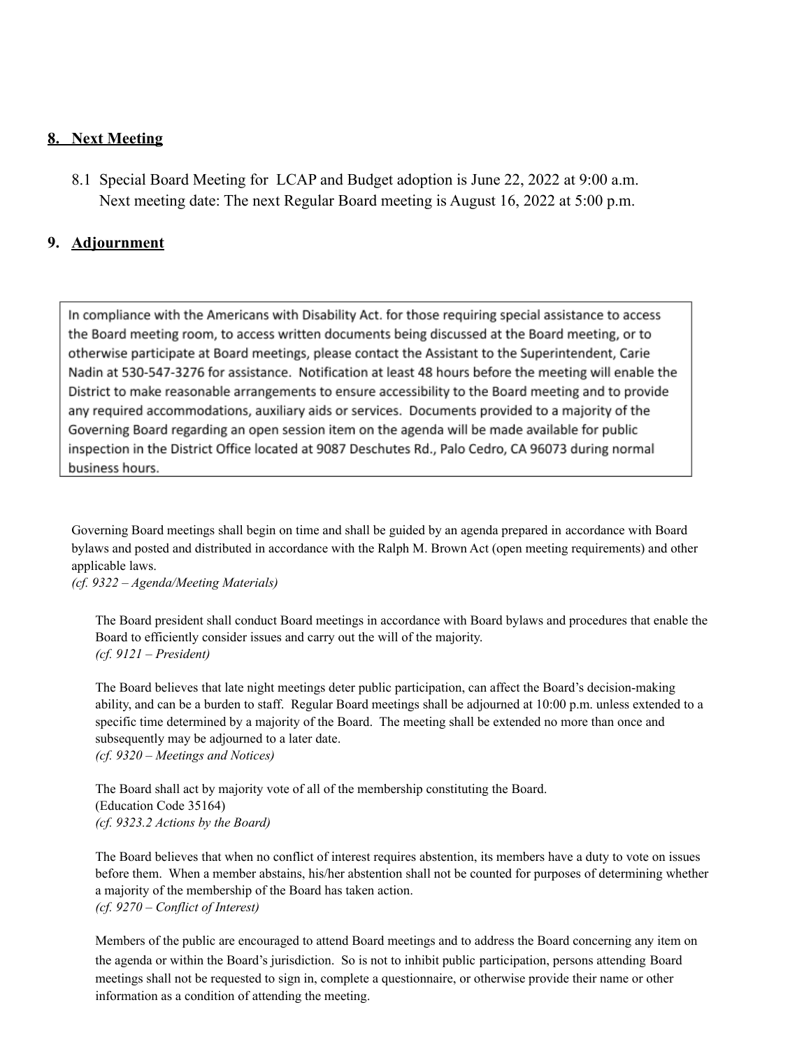## 8. Next Meeting

8.1 Special Board Meeting for LCAP and Budget adoption is June 22, 2022 at 9:00 a.m.
Next meeting date: The next Regular Board meeting is August 16, 2022 at 5:00 p.m.

## 9. Adjournment

> In compliance with the Americans with Disability Act. for those requiring special assistance to access the Board meeting room, to access written documents being discussed at the Board meeting, or to otherwise participate at Board meetings, please contact the Assistant to the Superintendent, Carie Nadin at 530-547-3276 for assistance. Notification at least 48 hours before the meeting will enable the District to make reasonable arrangements to ensure accessibility to the Board meeting and to provide any required accommodations, auxiliary aids or services. Documents provided to a majority of the Governing Board regarding an open session item on the agenda will be made available for public inspection in the District Office located at 9087 Deschutes Rd., Palo Cedro, CA 96073 during normal business hours.

Governing Board meetings shall begin on time and shall be guided by an agenda prepared in accordance with Board bylaws and posted and distributed in accordance with the Ralph M. Brown Act (open meeting requirements) and other applicable laws.
*(cf. 9322 – Agenda/Meeting Materials)*

The Board president shall conduct Board meetings in accordance with Board bylaws and procedures that enable the Board to efficiently consider issues and carry out the will of the majority.
*(cf. 9121 – President)*

The Board believes that late night meetings deter public participation, can affect the Board's decision-making ability, and can be a burden to staff. Regular Board meetings shall be adjourned at 10:00 p.m. unless extended to a specific time determined by a majority of the Board. The meeting shall be extended no more than once and subsequently may be adjourned to a later date.
*(cf. 9320 – Meetings and Notices)*

The Board shall act by majority vote of all of the membership constituting the Board.
(Education Code 35164)
*(cf. 9323.2 Actions by the Board)*

The Board believes that when no conflict of interest requires abstention, its members have a duty to vote on issues before them. When a member abstains, his/her abstention shall not be counted for purposes of determining whether a majority of the membership of the Board has taken action.
*(cf. 9270 – Conflict of Interest)*

Members of the public are encouraged to attend Board meetings and to address the Board concerning any item on the agenda or within the Board's jurisdiction. So is not to inhibit public participation, persons attending Board meetings shall not be requested to sign in, complete a questionnaire, or otherwise provide their name or other information as a condition of attending the meeting.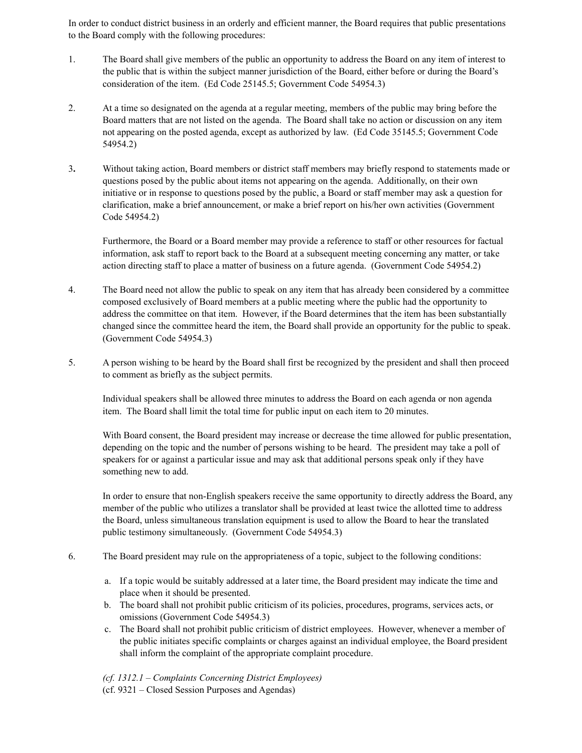In order to conduct district business in an orderly and efficient manner, the Board requires that public presentations to the Board comply with the following procedures:

1. The Board shall give members of the public an opportunity to address the Board on any item of interest to the public that is within the subject manner jurisdiction of the Board, either before or during the Board's consideration of the item. (Ed Code 25145.5; Government Code 54954.3)

2. At a time so designated on the agenda at a regular meeting, members of the public may bring before the Board matters that are not listed on the agenda. The Board shall take no action or discussion on any item not appearing on the posted agenda, except as authorized by law. (Ed Code 35145.5; Government Code 54954.2)

3. Without taking action, Board members or district staff members may briefly respond to statements made or questions posed by the public about items not appearing on the agenda. Additionally, on their own initiative or in response to questions posed by the public, a Board or staff member may ask a question for clarification, make a brief announcement, or make a brief report on his/her own activities (Government Code 54954.2)

   Furthermore, the Board or a Board member may provide a reference to staff or other resources for factual information, ask staff to report back to the Board at a subsequent meeting concerning any matter, or take action directing staff to place a matter of business on a future agenda. (Government Code 54954.2)

4. The Board need not allow the public to speak on any item that has already been considered by a committee composed exclusively of Board members at a public meeting where the public had the opportunity to address the committee on that item. However, if the Board determines that the item has been substantially changed since the committee heard the item, the Board shall provide an opportunity for the public to speak. (Government Code 54954.3)

5. A person wishing to be heard by the Board shall first be recognized by the president and shall then proceed to comment as briefly as the subject permits.

   Individual speakers shall be allowed three minutes to address the Board on each agenda or non agenda item. The Board shall limit the total time for public input on each item to 20 minutes.

   With Board consent, the Board president may increase or decrease the time allowed for public presentation, depending on the topic and the number of persons wishing to be heard. The president may take a poll of speakers for or against a particular issue and may ask that additional persons speak only if they have something new to add.

   In order to ensure that non-English speakers receive the same opportunity to directly address the Board, any member of the public who utilizes a translator shall be provided at least twice the allotted time to address the Board, unless simultaneous translation equipment is used to allow the Board to hear the translated public testimony simultaneously. (Government Code 54954.3)

6. The Board president may rule on the appropriateness of a topic, subject to the following conditions:

   a. If a topic would be suitably addressed at a later time, the Board president may indicate the time and place when it should be presented.
   b. The board shall not prohibit public criticism of its policies, procedures, programs, services acts, or omissions (Government Code 54954.3)
   c. The Board shall not prohibit public criticism of district employees. However, whenever a member of the public initiates specific complaints or charges against an individual employee, the Board president shall inform the complaint of the appropriate complaint procedure.

   *(cf. 1312.1 – Complaints Concerning District Employees)*
   (cf. 9321 – Closed Session Purposes and Agendas)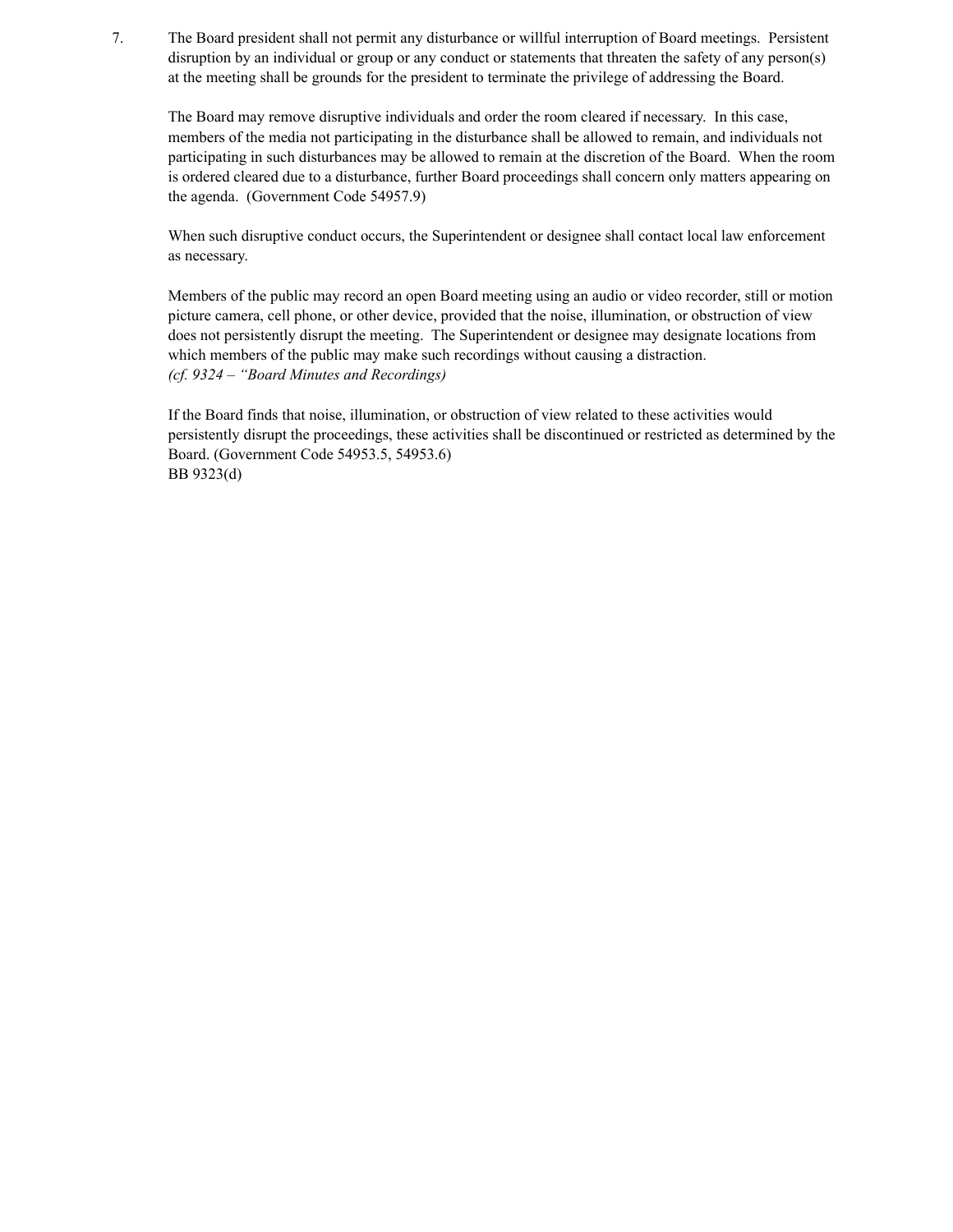7. The Board president shall not permit any disturbance or willful interruption of Board meetings. Persistent disruption by an individual or group or any conduct or statements that threaten the safety of any person(s) at the meeting shall be grounds for the president to terminate the privilege of addressing the Board.

   The Board may remove disruptive individuals and order the room cleared if necessary. In this case, members of the media not participating in the disturbance shall be allowed to remain, and individuals not participating in such disturbances may be allowed to remain at the discretion of the Board. When the room is ordered cleared due to a disturbance, further Board proceedings shall concern only matters appearing on the agenda. (Government Code 54957.9)

   When such disruptive conduct occurs, the Superintendent or designee shall contact local law enforcement as necessary.

   Members of the public may record an open Board meeting using an audio or video recorder, still or motion picture camera, cell phone, or other device, provided that the noise, illumination, or obstruction of view does not persistently disrupt the meeting. The Superintendent or designee may designate locations from which members of the public may make such recordings without causing a distraction.
   *(cf. 9324 – "Board Minutes and Recordings)*

   If the Board finds that noise, illumination, or obstruction of view related to these activities would persistently disrupt the proceedings, these activities shall be discontinued or restricted as determined by the Board. (Government Code 54953.5, 54953.6)
   BB 9323(d)